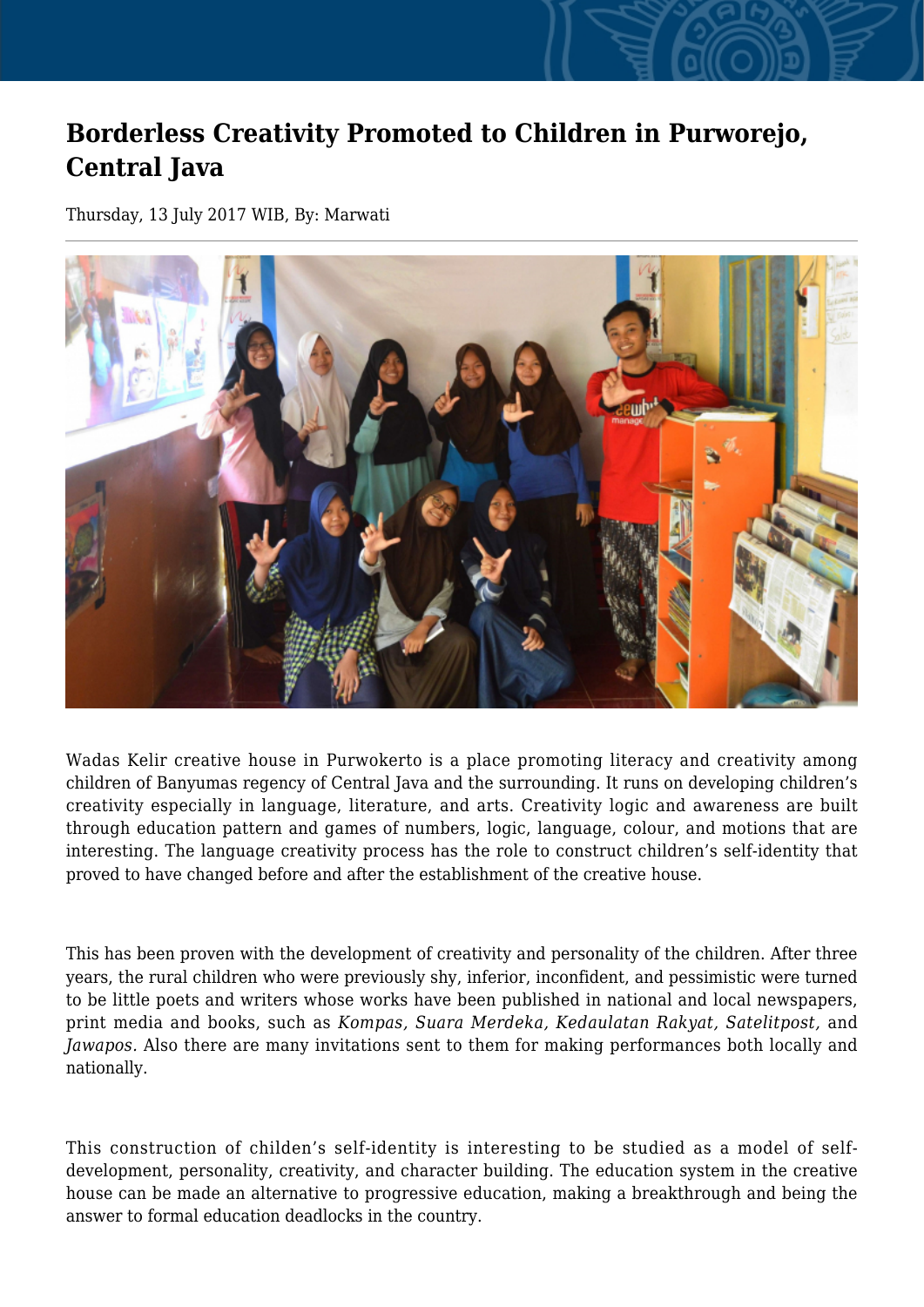# Borderless Creativity Promoted to Children in Purworejo, Central Java

Thursday, 13 July 2017 WIB, By: Marwati

Wadas Kelir creative house in Purwokerto is a place promoting literacy and creativity among children of Banyumas regency of Central Java and the surrounding. It runs on developing children's creativity especially in language, literature, and arts. Creativity logic and awareness are built through education pattern and games of numbers, logic, language, colour, and motions that are interesting. The language creativity process has the role to construct children's self-identity that proved to have changed before and after the establishment of the creative house.

This has been proven with the development of creativity and personality of the children. After three years, the rural children who were previously shy, inferior, inconfident, and pessimistic were turned to be little poets and writers whose works have been published in national and local newspapers, print media and books, such as *Kompas, Suara Merdeka, Kedaulatan Rakyat, Satelitpost,* and *Jawapos.* Also there are many invitations sent to them for making performances both locally and nationally.

This construction of childen's self-identity is interesting to be studied as a model of self-development, personality, creativity, and character building. The education system in the creative house can be made an alternative to progressive education, making a breakthrough and being the answer to formal education deadlocks in the country.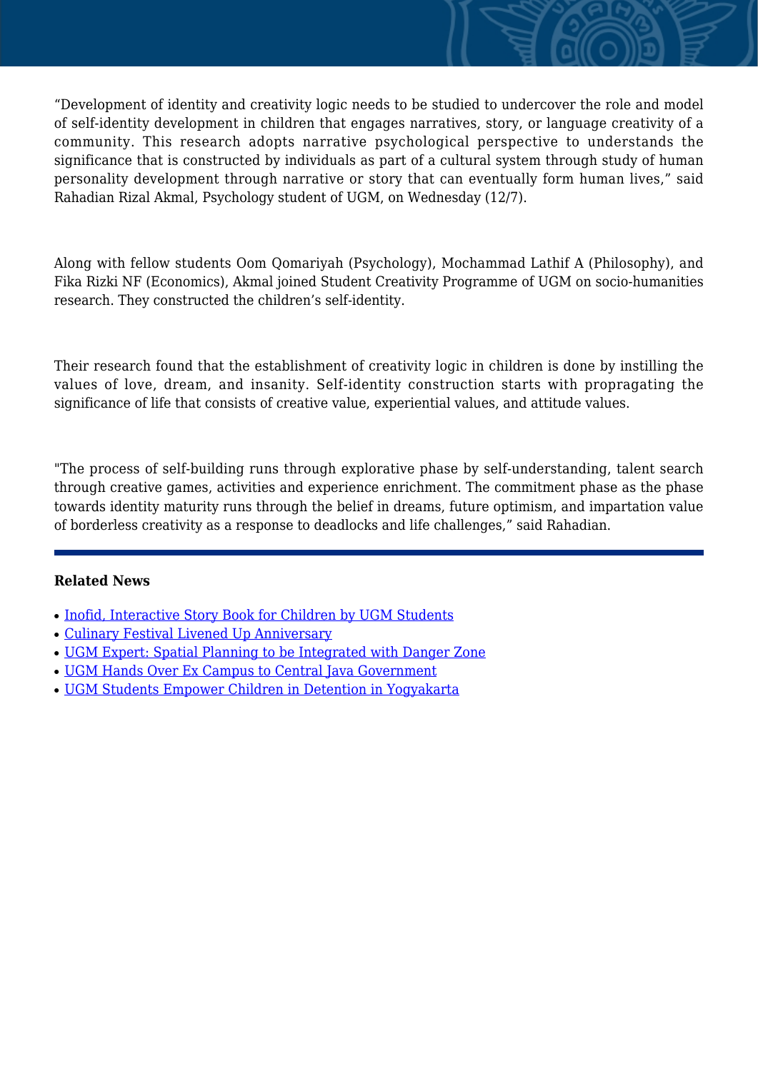"Development of identity and creativity logic needs to be studied to undercover the role and model of self-identity development in children that engages narratives, story, or language creativity of a community. This research adopts narrative psychological perspective to understands the significance that is constructed by individuals as part of a cultural system through study of human personality development through narrative or story that can eventually form human lives," said Rahadian Rizal Akmal, Psychology student of UGM, on Wednesday (12/7).

Along with fellow students Oom Qomariyah (Psychology), Mochammad Lathif A (Philosophy), and Fika Rizki NF (Economics), Akmal joined Student Creativity Programme of UGM on socio-humanities research. They constructed the children's self-identity.

Their research found that the establishment of creativity logic in children is done by instilling the values of love, dream, and insanity. Self-identity construction starts with propragating the significance of life that consists of creative value, experiential values, and attitude values.

"The process of self-building runs through explorative phase by self-understanding, talent search through creative games, activities and experience enrichment. The commitment phase as the phase towards identity maturity runs through the belief in dreams, future optimism, and impartation value of borderless creativity as a response to deadlocks and life challenges," said Rahadian.

---

**Related News**

- Inofid, Interactive Story Book for Children by UGM Students
- Culinary Festival Livened Up Anniversary
- UGM Expert: Spatial Planning to be Integrated with Danger Zone
- UGM Hands Over Ex Campus to Central Java Government
- UGM Students Empower Children in Detention in Yogyakarta